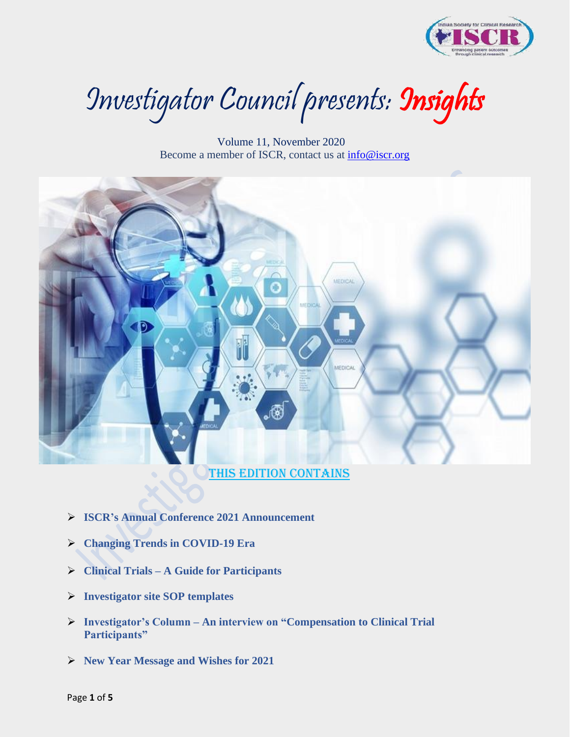# Investigator Council presents: Insights

Volume 11, November 2020
Become a member of ISCR, contact us at info@iscr.org

## THIS EDITION CONTAINS

- **ISCR's Annual Conference 2021 Announcement**
- **Changing Trends in COVID-19 Era**
- **Clinical Trials – A Guide for Participants**
- **Investigator site SOP templates**
- **Investigator's Column – An interview on "Compensation to Clinical Trial Participants"**
- **New Year Message and Wishes for 2021**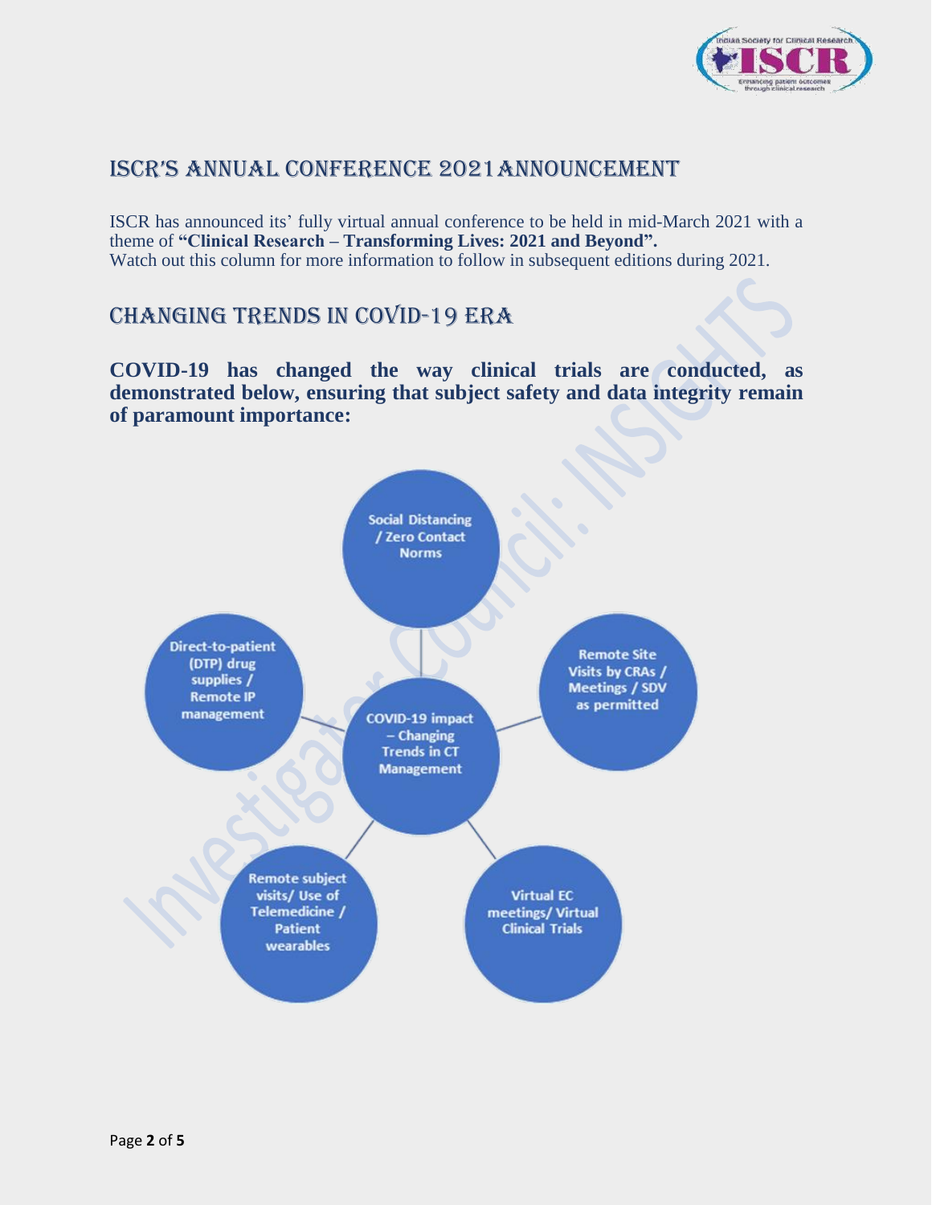## ISCR'S ANNUAL CONFERENCE 2021ANNOUNCEMENT

ISCR has announced its' fully virtual annual conference to be held in mid-March 2021 with a theme of **"Clinical Research – Transforming Lives: 2021 and Beyond".**
Watch out this column for more information to follow in subsequent editions during 2021.

## CHANGING TRENDS IN COVID-19 ERA

**COVID-19 has changed the way clinical trials are conducted, as demonstrated below, ensuring that subject safety and data integrity remain of paramount importance:**

**COVID-19 impact – Changing Trends in CT Management**

- Social Distancing / Zero Contact Norms
- Remote Site Visits by CRAs / Meetings / SDV as permitted
- Virtual EC meetings/ Virtual Clinical Trials
- Remote subject visits/ Use of Telemedicine / Patient wearables
- Direct-to-patient (DTP) drug supplies / Remote IP management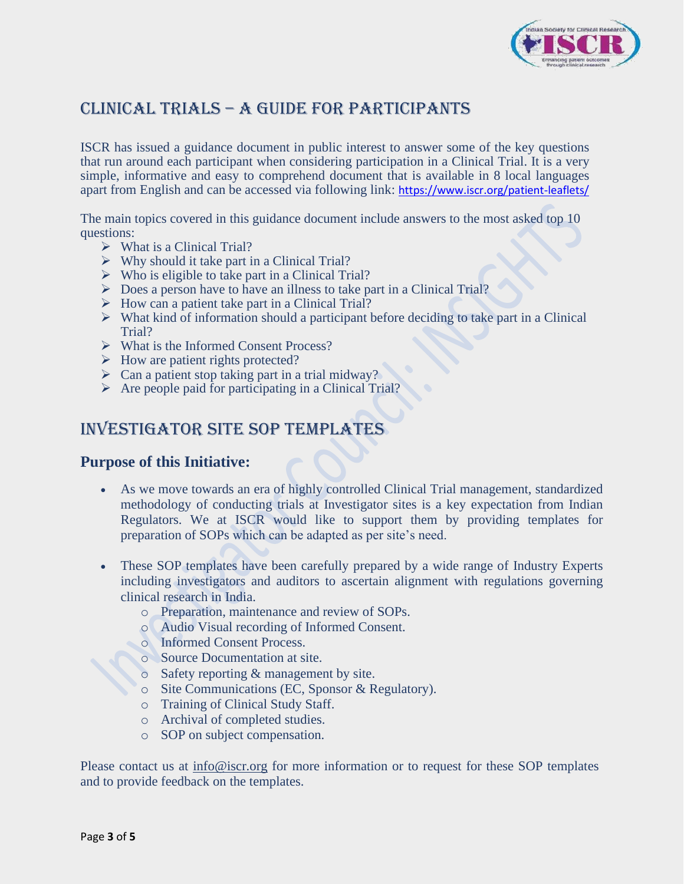## Clinical Trials – A Guide for Participants

ISCR has issued a guidance document in public interest to answer some of the key questions that run around each participant when considering participation in a Clinical Trial. It is a very simple, informative and easy to comprehend document that is available in 8 local languages apart from English and can be accessed via following link: https://www.iscr.org/patient-leaflets/

The main topics covered in this guidance document include answers to the most asked top 10 questions:

- What is a Clinical Trial?
- Why should it take part in a Clinical Trial?
- Who is eligible to take part in a Clinical Trial?
- Does a person have to have an illness to take part in a Clinical Trial?
- How can a patient take part in a Clinical Trial?
- What kind of information should a participant before deciding to take part in a Clinical Trial?
- What is the Informed Consent Process?
- How are patient rights protected?
- Can a patient stop taking part in a trial midway?
- Are people paid for participating in a Clinical Trial?

## Investigator Site SOP Templates

### Purpose of this Initiative:

- As we move towards an era of highly controlled Clinical Trial management, standardized methodology of conducting trials at Investigator sites is a key expectation from Indian Regulators. We at ISCR would like to support them by providing templates for preparation of SOPs which can be adapted as per site's need.
- These SOP templates have been carefully prepared by a wide range of Industry Experts including investigators and auditors to ascertain alignment with regulations governing clinical research in India.
  - Preparation, maintenance and review of SOPs.
  - Audio Visual recording of Informed Consent.
  - Informed Consent Process.
  - Source Documentation at site.
  - Safety reporting & management by site.
  - Site Communications (EC, Sponsor & Regulatory).
  - Training of Clinical Study Staff.
  - Archival of completed studies.
  - SOP on subject compensation.

Please contact us at info@iscr.org for more information or to request for these SOP templates and to provide feedback on the templates.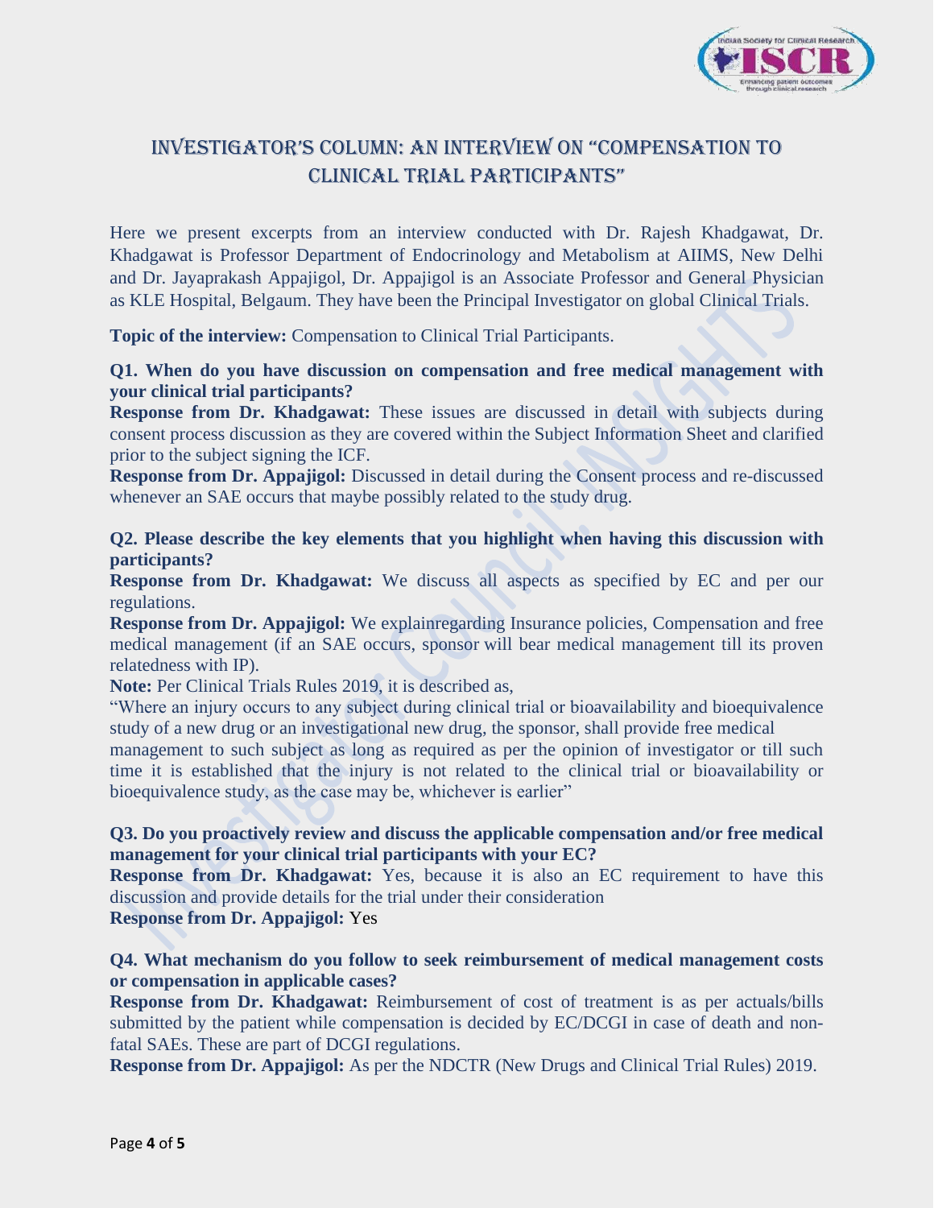# INVESTIGATOR'S COLUMN: AN INTERVIEW ON "COMPENSATION TO CLINICAL TRIAL PARTICIPANTS"

Here we present excerpts from an interview conducted with Dr. Rajesh Khadgawat, Dr. Khadgawat is Professor Department of Endocrinology and Metabolism at AIIMS, New Delhi and Dr. Jayaprakash Appajigol, Dr. Appajigol is an Associate Professor and General Physician as KLE Hospital, Belgaum. They have been the Principal Investigator on global Clinical Trials.

**Topic of the interview:** Compensation to Clinical Trial Participants.

**Q1. When do you have discussion on compensation and free medical management with your clinical trial participants?**

**Response from Dr. Khadgawat:** These issues are discussed in detail with subjects during consent process discussion as they are covered within the Subject Information Sheet and clarified prior to the subject signing the ICF.

**Response from Dr. Appajigol:** Discussed in detail during the Consent process and re-discussed whenever an SAE occurs that maybe possibly related to the study drug.

**Q2. Please describe the key elements that you highlight when having this discussion with participants?**

**Response from Dr. Khadgawat:** We discuss all aspects as specified by EC and per our regulations.

**Response from Dr. Appajigol:** We explainregarding Insurance policies, Compensation and free medical management (if an SAE occurs, sponsor will bear medical management till its proven relatedness with IP).

**Note:** Per Clinical Trials Rules 2019, it is described as,

"Where an injury occurs to any subject during clinical trial or bioavailability and bioequivalence study of a new drug or an investigational new drug, the sponsor, shall provide free medical management to such subject as long as required as per the opinion of investigator or till such time it is established that the injury is not related to the clinical trial or bioavailability or bioequivalence study, as the case may be, whichever is earlier"

**Q3. Do you proactively review and discuss the applicable compensation and/or free medical management for your clinical trial participants with your EC?**

**Response from Dr. Khadgawat:** Yes, because it is also an EC requirement to have this discussion and provide details for the trial under their consideration

**Response from Dr. Appajigol:** Yes

**Q4. What mechanism do you follow to seek reimbursement of medical management costs or compensation in applicable cases?**

**Response from Dr. Khadgawat:** Reimbursement of cost of treatment is as per actuals/bills submitted by the patient while compensation is decided by EC/DCGI in case of death and non-fatal SAEs. These are part of DCGI regulations.

**Response from Dr. Appajigol:** As per the NDCTR (New Drugs and Clinical Trial Rules) 2019.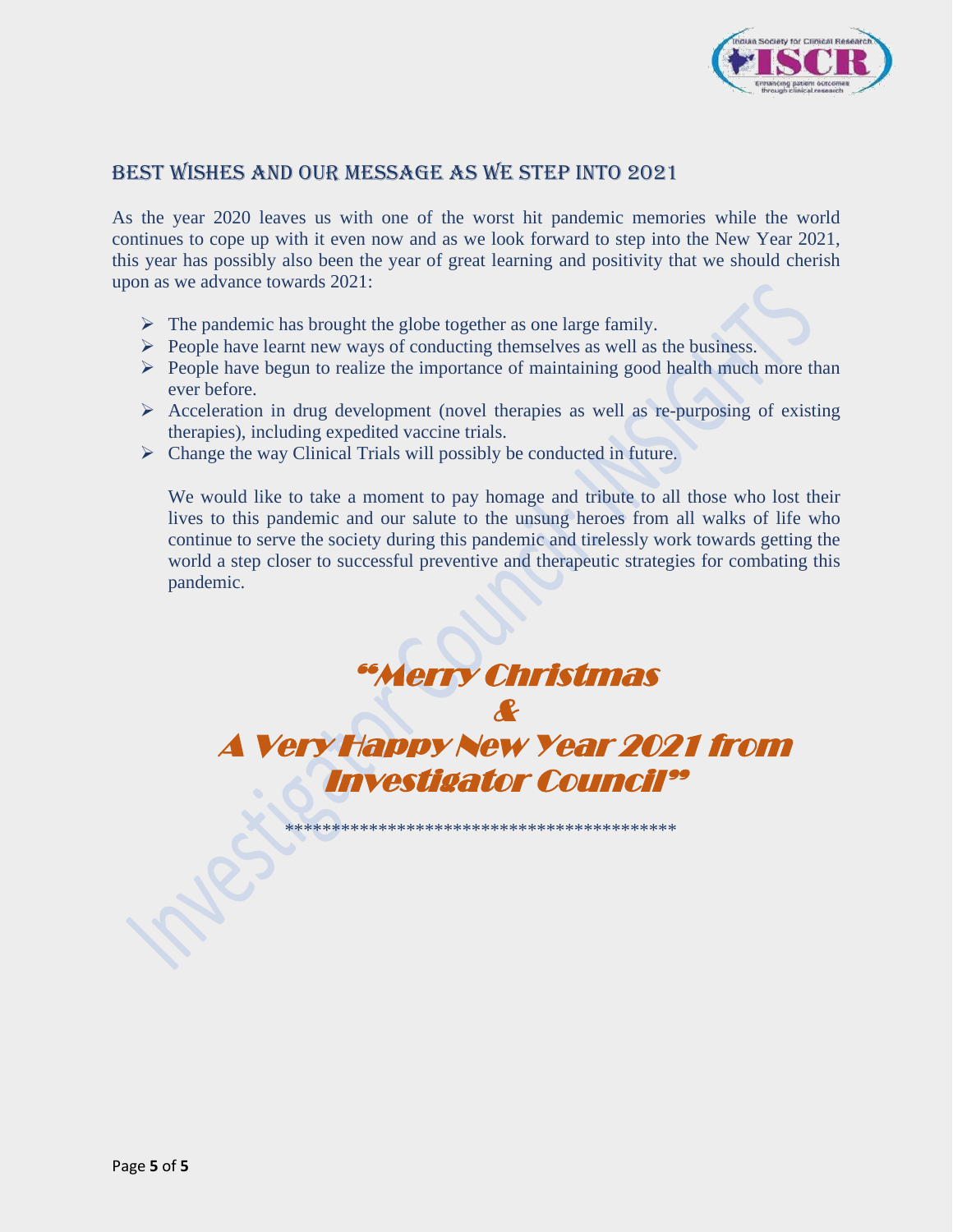## Best Wishes and Our Message as We Step into 2021

As the year 2020 leaves us with one of the worst hit pandemic memories while the world continues to cope up with it even now and as we look forward to step into the New Year 2021, this year has possibly also been the year of great learning and positivity that we should cherish upon as we advance towards 2021:

- The pandemic has brought the globe together as one large family.
- People have learnt new ways of conducting themselves as well as the business.
- People have begun to realize the importance of maintaining good health much more than ever before.
- Acceleration in drug development (novel therapies as well as re-purposing of existing therapies), including expedited vaccine trials.
- Change the way Clinical Trials will possibly be conducted in future.

We would like to take a moment to pay homage and tribute to all those who lost their lives to this pandemic and our salute to the unsung heroes from all walks of life who continue to serve the society during this pandemic and tirelessly work towards getting the world a step closer to successful preventive and therapeutic strategies for combating this pandemic.

***"Merry Christmas***

***&***

***A Very Happy New Year 2021 from Investigator Council"***

****************************************